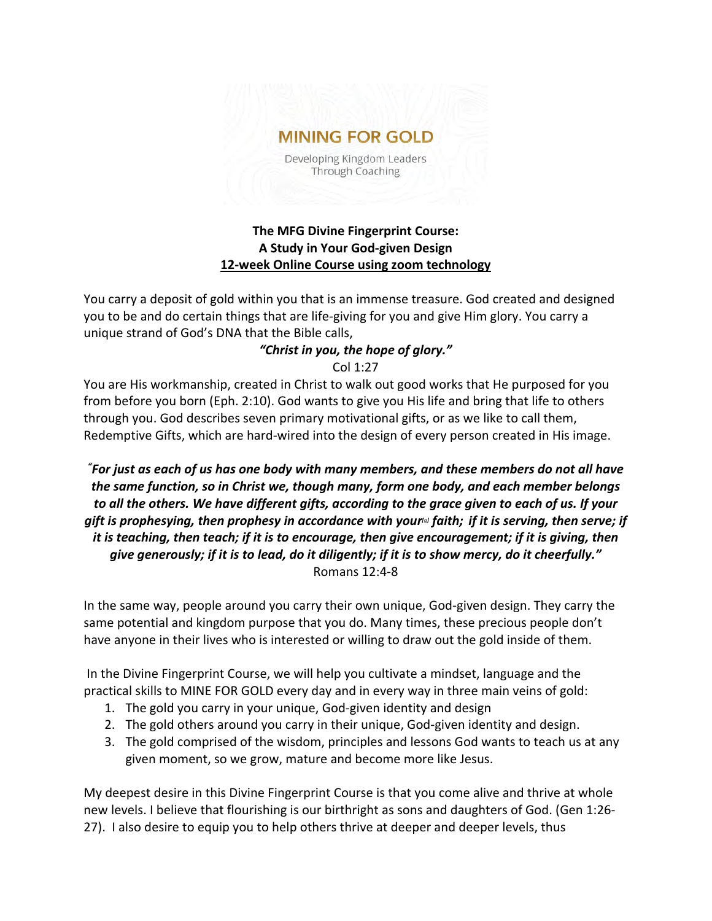# MINING FOR GOLD

Developing Kingdom Leaders Through Coaching

**The MFG Divine Fingerprint Course:**
**A Study in Your God-given Design**
**12-week Online Course using zoom technology**

You carry a deposit of gold within you that is an immense treasure. God created and designed you to be and do certain things that are life-giving for you and give Him glory. You carry a unique strand of God's DNA that the Bible calls,

***"Christ in you, the hope of glory."***
Col 1:27

You are His workmanship, created in Christ to walk out good works that He purposed for you from before you born (Eph. 2:10). God wants to give you His life and bring that life to others through you. God describes seven primary motivational gifts, or as we like to call them, Redemptive Gifts, which are hard-wired into the design of every person created in His image.

***"For just as each of us has one body with many members, and these members do not all have the same function, so in Christ we, though many, form one body, and each member belongs to all the others. We have different gifts, according to the grace given to each of us. If your gift is prophesying, then prophesy in accordance with your[a] faith; if it is serving, then serve; if it is teaching, then teach; if it is to encourage, then give encouragement; if it is giving, then give generously; if it is to lead, do it diligently; if it is to show mercy, do it cheerfully."***
Romans 12:4-8

In the same way, people around you carry their own unique, God-given design. They carry the same potential and kingdom purpose that you do. Many times, these precious people don't have anyone in their lives who is interested or willing to draw out the gold inside of them.

In the Divine Fingerprint Course, we will help you cultivate a mindset, language and the practical skills to MINE FOR GOLD every day and in every way in three main veins of gold:

1. The gold you carry in your unique, God-given identity and design
2. The gold others around you carry in their unique, God-given identity and design.
3. The gold comprised of the wisdom, principles and lessons God wants to teach us at any given moment, so we grow, mature and become more like Jesus.

My deepest desire in this Divine Fingerprint Course is that you come alive and thrive at whole new levels. I believe that flourishing is our birthright as sons and daughters of God. (Gen 1:26-27). I also desire to equip you to help others thrive at deeper and deeper levels, thus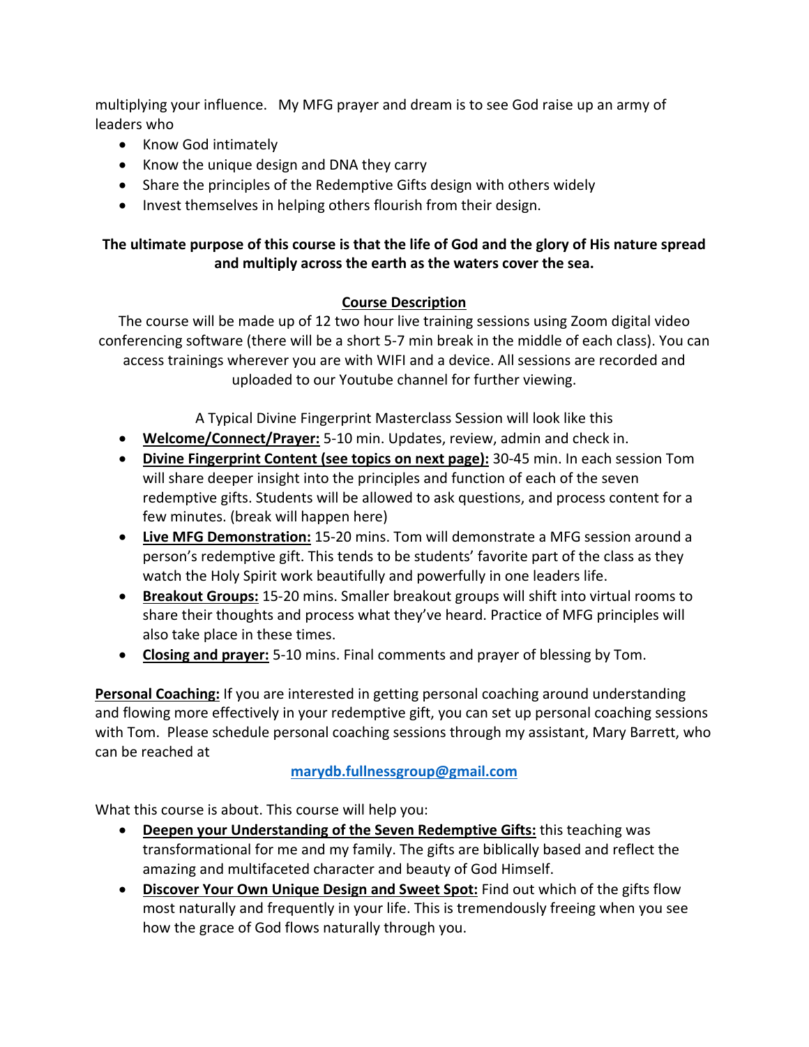multiplying your influence.   My MFG prayer and dream is to see God raise up an army of leaders who

- Know God intimately
- Know the unique design and DNA they carry
- Share the principles of the Redemptive Gifts design with others widely
- Invest themselves in helping others flourish from their design.

**The ultimate purpose of this course is that the life of God and the glory of His nature spread and multiply across the earth as the waters cover the sea.**

## Course Description

The course will be made up of 12 two hour live training sessions using Zoom digital video conferencing software (there will be a short 5-7 min break in the middle of each class). You can access trainings wherever you are with WIFI and a device. All sessions are recorded and uploaded to our Youtube channel for further viewing.

A Typical Divine Fingerprint Masterclass Session will look like this

- **Welcome/Connect/Prayer:** 5-10 min. Updates, review, admin and check in.
- **Divine Fingerprint Content (see topics on next page):** 30-45 min. In each session Tom will share deeper insight into the principles and function of each of the seven redemptive gifts. Students will be allowed to ask questions, and process content for a few minutes. (break will happen here)
- **Live MFG Demonstration:** 15-20 mins. Tom will demonstrate a MFG session around a person's redemptive gift. This tends to be students' favorite part of the class as they watch the Holy Spirit work beautifully and powerfully in one leaders life.
- **Breakout Groups:** 15-20 mins. Smaller breakout groups will shift into virtual rooms to share their thoughts and process what they've heard. Practice of MFG principles will also take place in these times.
- **Closing and prayer:** 5-10 mins. Final comments and prayer of blessing by Tom.

**Personal Coaching:** If you are interested in getting personal coaching around understanding and flowing more effectively in your redemptive gift, you can set up personal coaching sessions with Tom. Please schedule personal coaching sessions through my assistant, Mary Barrett, who can be reached at

marydb.fullnessgroup@gmail.com

What this course is about. This course will help you:

- **Deepen your Understanding of the Seven Redemptive Gifts:** this teaching was transformational for me and my family. The gifts are biblically based and reflect the amazing and multifaceted character and beauty of God Himself.
- **Discover Your Own Unique Design and Sweet Spot:** Find out which of the gifts flow most naturally and frequently in your life. This is tremendously freeing when you see how the grace of God flows naturally through you.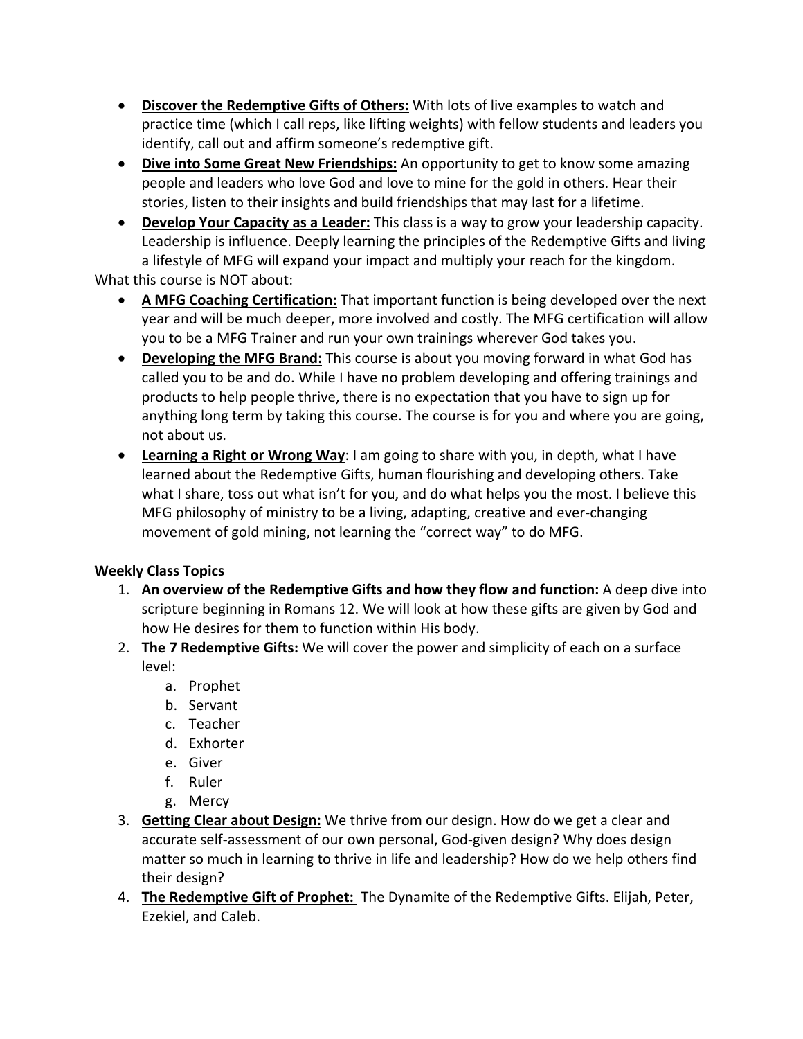- **<u>Discover the Redemptive Gifts of Others:</u>** With lots of live examples to watch and practice time (which I call reps, like lifting weights) with fellow students and leaders you identify, call out and affirm someone's redemptive gift.
- **<u>Dive into Some Great New Friendships:</u>** An opportunity to get to know some amazing people and leaders who love God and love to mine for the gold in others. Hear their stories, listen to their insights and build friendships that may last for a lifetime.
- **<u>Develop Your Capacity as a Leader:</u>** This class is a way to grow your leadership capacity. Leadership is influence. Deeply learning the principles of the Redemptive Gifts and living a lifestyle of MFG will expand your impact and multiply your reach for the kingdom.

What this course is NOT about:

- **<u>A MFG Coaching Certification:</u>** That important function is being developed over the next year and will be much deeper, more involved and costly. The MFG certification will allow you to be a MFG Trainer and run your own trainings wherever God takes you.
- **<u>Developing the MFG Brand:</u>** This course is about you moving forward in what God has called you to be and do. While I have no problem developing and offering trainings and products to help people thrive, there is no expectation that you have to sign up for anything long term by taking this course. The course is for you and where you are going, not about us.
- **<u>Learning a Right or Wrong Way</u>**: I am going to share with you, in depth, what I have learned about the Redemptive Gifts, human flourishing and developing others. Take what I share, toss out what isn't for you, and do what helps you the most. I believe this MFG philosophy of ministry to be a living, adapting, creative and ever-changing movement of gold mining, not learning the "correct way" to do MFG.

**<u>Weekly Class Topics</u>**

1. **An overview of the Redemptive Gifts and how they flow and function:** A deep dive into scripture beginning in Romans 12. We will look at how these gifts are given by God and how He desires for them to function within His body.
2. **<u>The 7 Redemptive Gifts:</u>** We will cover the power and simplicity of each on a surface level:
   a. Prophet
   b. Servant
   c. Teacher
   d. Exhorter
   e. Giver
   f. Ruler
   g. Mercy
3. **<u>Getting Clear about Design:</u>** We thrive from our design. How do we get a clear and accurate self-assessment of our own personal, God-given design? Why does design matter so much in learning to thrive in life and leadership? How do we help others find their design?
4. **<u>The Redemptive Gift of Prophet:</u>** The Dynamite of the Redemptive Gifts. Elijah, Peter, Ezekiel, and Caleb.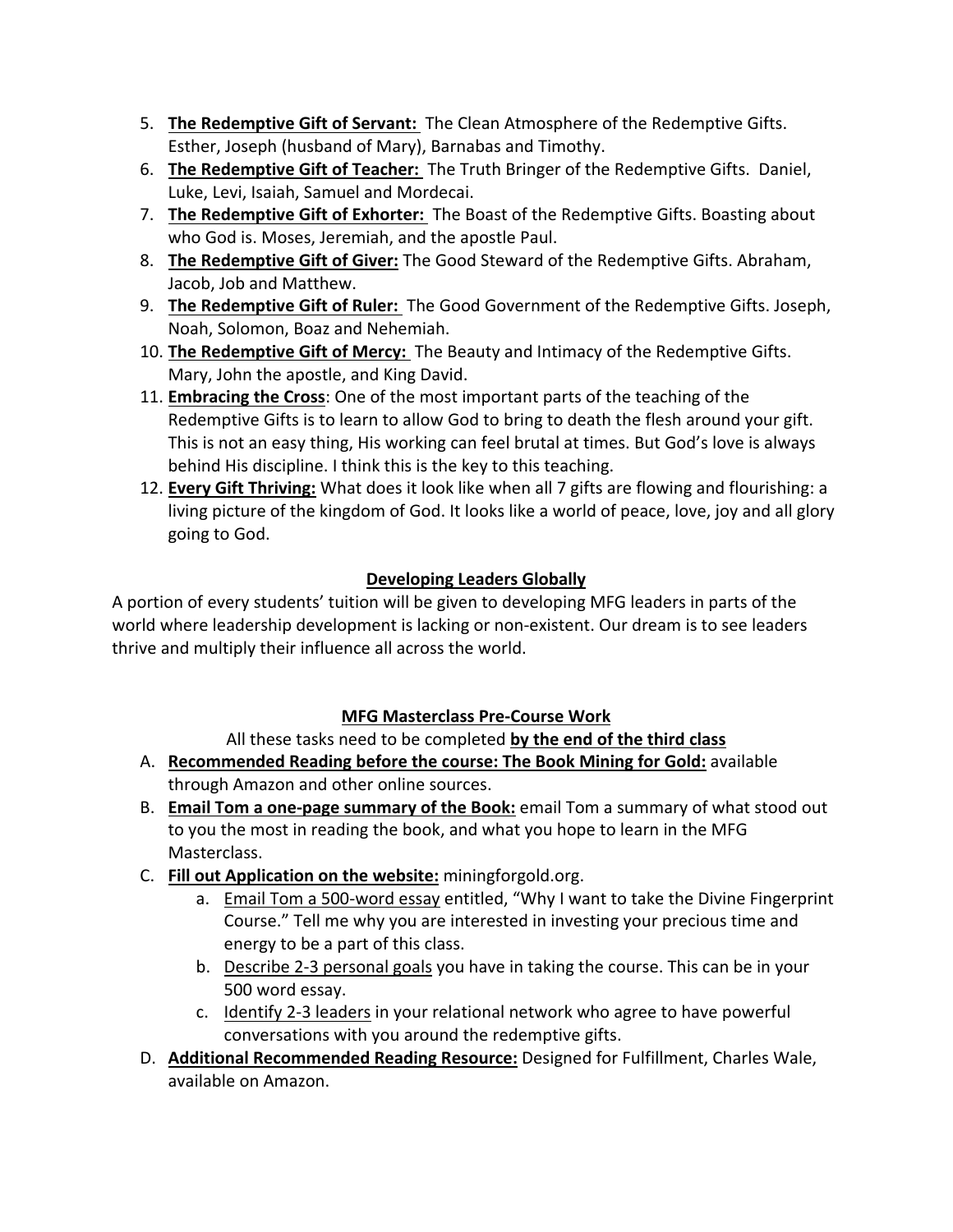5. **The Redemptive Gift of Servant:** The Clean Atmosphere of the Redemptive Gifts. Esther, Joseph (husband of Mary), Barnabas and Timothy.
6. **The Redemptive Gift of Teacher:** The Truth Bringer of the Redemptive Gifts. Daniel, Luke, Levi, Isaiah, Samuel and Mordecai.
7. **The Redemptive Gift of Exhorter:** The Boast of the Redemptive Gifts. Boasting about who God is. Moses, Jeremiah, and the apostle Paul.
8. **The Redemptive Gift of Giver:** The Good Steward of the Redemptive Gifts. Abraham, Jacob, Job and Matthew.
9. **The Redemptive Gift of Ruler:** The Good Government of the Redemptive Gifts. Joseph, Noah, Solomon, Boaz and Nehemiah.
10. **The Redemptive Gift of Mercy:** The Beauty and Intimacy of the Redemptive Gifts. Mary, John the apostle, and King David.
11. **Embracing the Cross**: One of the most important parts of the teaching of the Redemptive Gifts is to learn to allow God to bring to death the flesh around your gift. This is not an easy thing, His working can feel brutal at times. But God's love is always behind His discipline. I think this is the key to this teaching.
12. **Every Gift Thriving:** What does it look like when all 7 gifts are flowing and flourishing: a living picture of the kingdom of God. It looks like a world of peace, love, joy and all glory going to God.

## Developing Leaders Globally

A portion of every students' tuition will be given to developing MFG leaders in parts of the world where leadership development is lacking or non-existent. Our dream is to see leaders thrive and multiply their influence all across the world.

## MFG Masterclass Pre-Course Work

All these tasks need to be completed **by the end of the third class**

A. **Recommended Reading before the course: The Book Mining for Gold:** available through Amazon and other online sources.
B. **Email Tom a one-page summary of the Book:** email Tom a summary of what stood out to you the most in reading the book, and what you hope to learn in the MFG Masterclass.
C. **Fill out Application on the website:** miningforgold.org.
    a. Email Tom a 500-word essay entitled, "Why I want to take the Divine Fingerprint Course." Tell me why you are interested in investing your precious time and energy to be a part of this class.
    b. Describe 2-3 personal goals you have in taking the course. This can be in your 500 word essay.
    c. Identify 2-3 leaders in your relational network who agree to have powerful conversations with you around the redemptive gifts.
D. **Additional Recommended Reading Resource:** Designed for Fulfillment, Charles Wale, available on Amazon.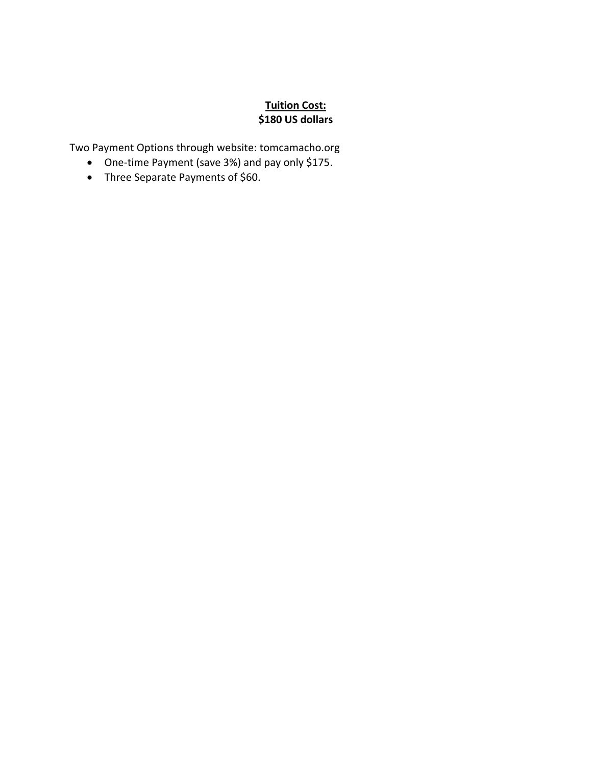**<u>Tuition Cost:</u>**
**$180 US dollars**

Two Payment Options through website: tomcamacho.org

- One-time Payment (save 3%) and pay only $175.
- Three Separate Payments of $60.